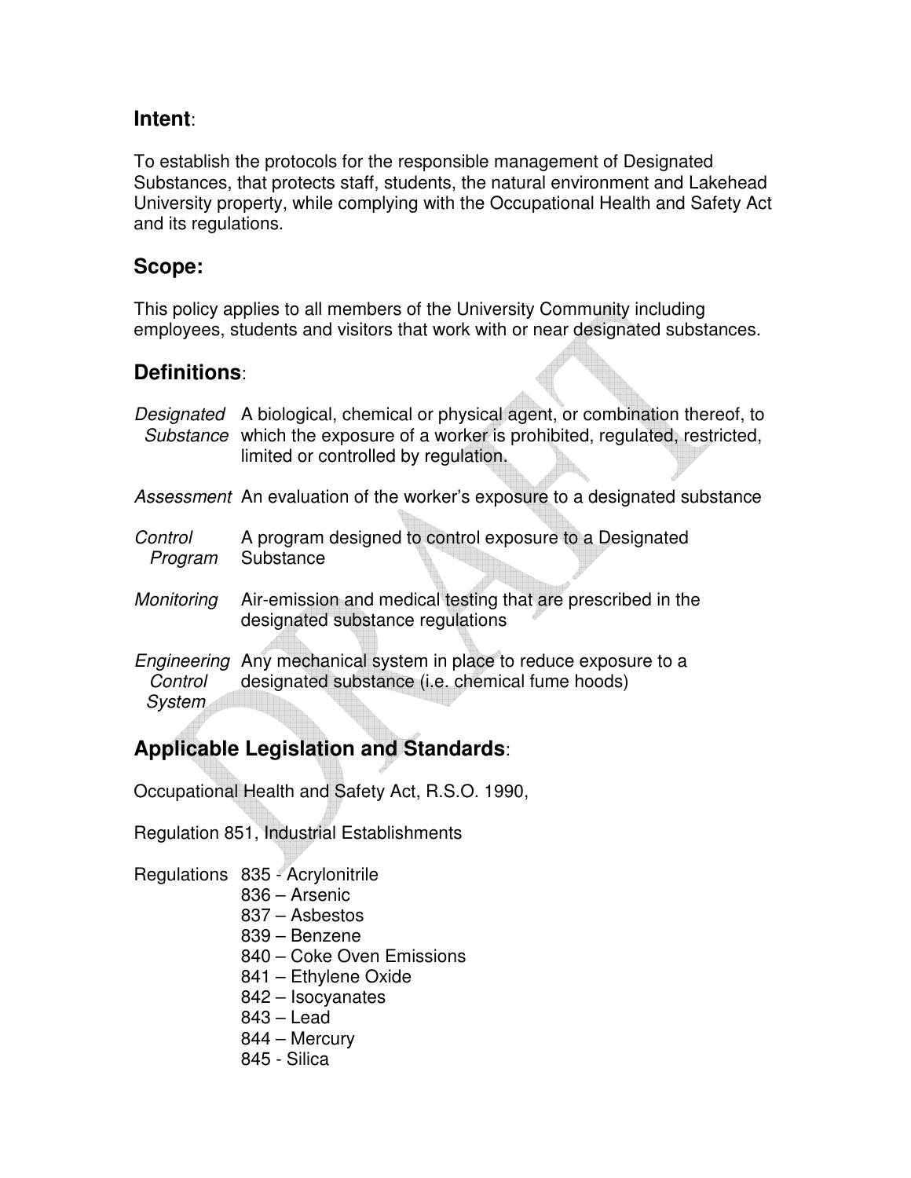## **Intent**:

To establish the protocols for the responsible management of Designated Substances, that protects staff, students, the natural environment and Lakehead University property, while complying with the Occupational Health and Safety Act and its regulations.

## **Scope:**

This policy applies to all members of the University Community including employees, students and visitors that work with or near designated substances.

## **Definitions**:

| | |
|---|---|
| *Designated Substance* | A biological, chemical or physical agent, or combination thereof, to which the exposure of a worker is prohibited, regulated, restricted, limited or controlled by regulation. |
| *Assessment* | An evaluation of the worker's exposure to a designated substance |
| *Control Program* | A program designed to control exposure to a Designated Substance |
| *Monitoring* | Air-emission and medical testing that are prescribed in the designated substance regulations |
| *Engineering Control System* | Any mechanical system in place to reduce exposure to a designated substance (i.e. chemical fume hoods) |

## **Applicable Legislation and Standards**:

Occupational Health and Safety Act, R.S.O. 1990,

Regulation 851, Industrial Establishments

Regulations
- 835 - Acrylonitrile
- 836 – Arsenic
- 837 – Asbestos
- 839 – Benzene
- 840 – Coke Oven Emissions
- 841 – Ethylene Oxide
- 842 – Isocyanates
- 843 – Lead
- 844 – Mercury
- 845 - Silica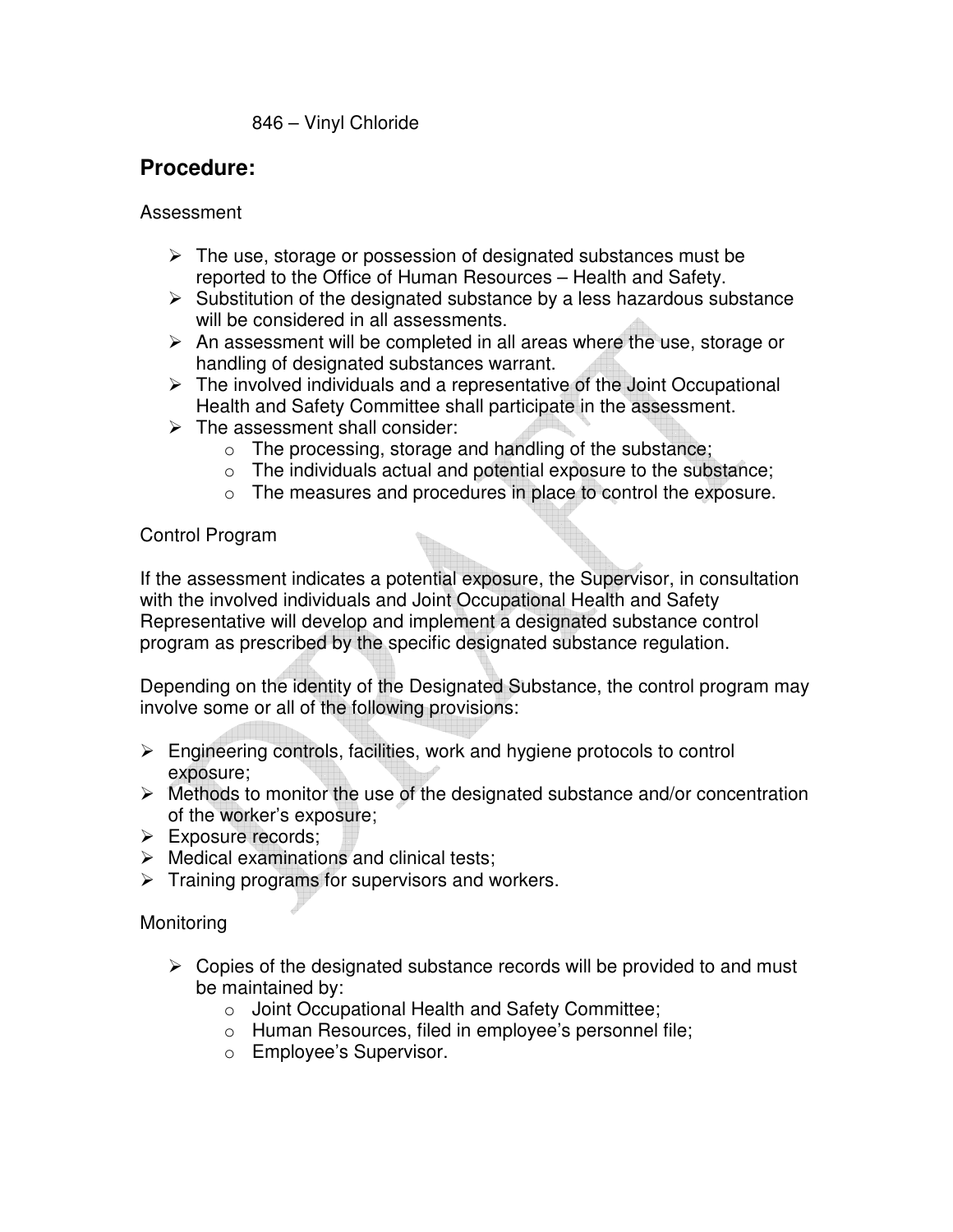846 – Vinyl Chloride

## Procedure:

Assessment

- The use, storage or possession of designated substances must be reported to the Office of Human Resources – Health and Safety.
- Substitution of the designated substance by a less hazardous substance will be considered in all assessments.
- An assessment will be completed in all areas where the use, storage or handling of designated substances warrant.
- The involved individuals and a representative of the Joint Occupational Health and Safety Committee shall participate in the assessment.
- The assessment shall consider:
  - The processing, storage and handling of the substance;
  - The individuals actual and potential exposure to the substance;
  - The measures and procedures in place to control the exposure.

Control Program

If the assessment indicates a potential exposure, the Supervisor, in consultation with the involved individuals and Joint Occupational Health and Safety Representative will develop and implement a designated substance control program as prescribed by the specific designated substance regulation.

Depending on the identity of the Designated Substance, the control program may involve some or all of the following provisions:

- Engineering controls, facilities, work and hygiene protocols to control exposure;
- Methods to monitor the use of the designated substance and/or concentration of the worker's exposure;
- Exposure records;
- Medical examinations and clinical tests;
- Training programs for supervisors and workers.

Monitoring

- Copies of the designated substance records will be provided to and must be maintained by:
  - Joint Occupational Health and Safety Committee;
  - Human Resources, filed in employee's personnel file;
  - Employee's Supervisor.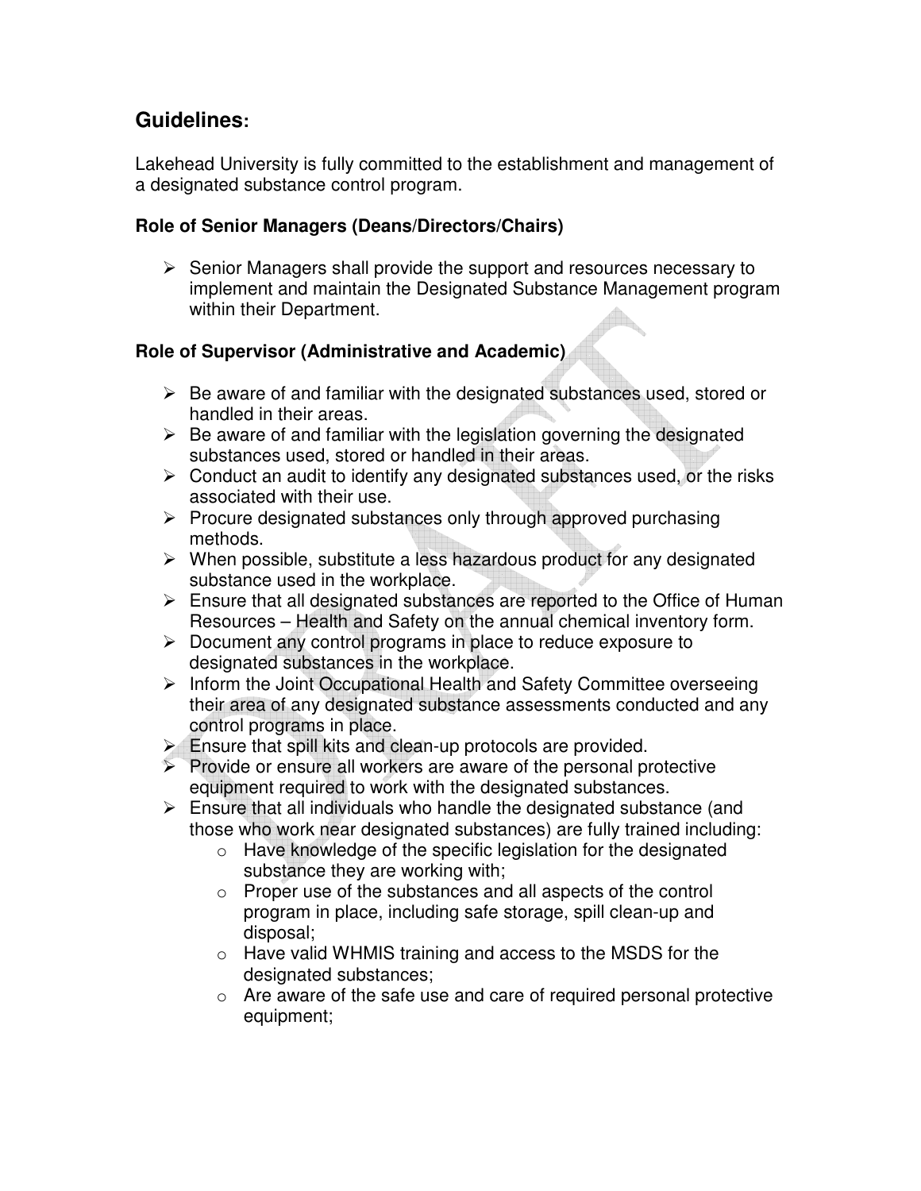## Guidelines:

Lakehead University is fully committed to the establishment and management of a designated substance control program.

### Role of Senior Managers (Deans/Directors/Chairs)

- Senior Managers shall provide the support and resources necessary to implement and maintain the Designated Substance Management program within their Department.

### Role of Supervisor (Administrative and Academic)

- Be aware of and familiar with the designated substances used, stored or handled in their areas.
- Be aware of and familiar with the legislation governing the designated substances used, stored or handled in their areas.
- Conduct an audit to identify any designated substances used, or the risks associated with their use.
- Procure designated substances only through approved purchasing methods.
- When possible, substitute a less hazardous product for any designated substance used in the workplace.
- Ensure that all designated substances are reported to the Office of Human Resources – Health and Safety on the annual chemical inventory form.
- Document any control programs in place to reduce exposure to designated substances in the workplace.
- Inform the Joint Occupational Health and Safety Committee overseeing their area of any designated substance assessments conducted and any control programs in place.
- Ensure that spill kits and clean-up protocols are provided.
- Provide or ensure all workers are aware of the personal protective equipment required to work with the designated substances.
- Ensure that all individuals who handle the designated substance (and those who work near designated substances) are fully trained including:
  - Have knowledge of the specific legislation for the designated substance they are working with;
  - Proper use of the substances and all aspects of the control program in place, including safe storage, spill clean-up and disposal;
  - Have valid WHMIS training and access to the MSDS for the designated substances;
  - Are aware of the safe use and care of required personal protective equipment;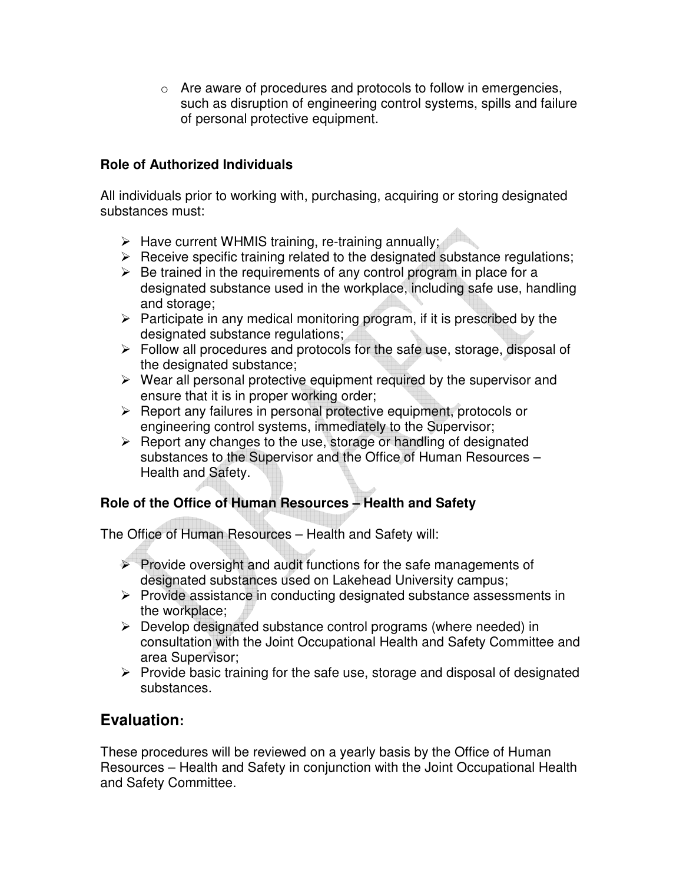- Are aware of procedures and protocols to follow in emergencies, such as disruption of engineering control systems, spills and failure of personal protective equipment.

**Role of Authorized Individuals**

All individuals prior to working with, purchasing, acquiring or storing designated substances must:

- Have current WHMIS training, re-training annually;
- Receive specific training related to the designated substance regulations;
- Be trained in the requirements of any control program in place for a designated substance used in the workplace, including safe use, handling and storage;
- Participate in any medical monitoring program, if it is prescribed by the designated substance regulations;
- Follow all procedures and protocols for the safe use, storage, disposal of the designated substance;
- Wear all personal protective equipment required by the supervisor and ensure that it is in proper working order;
- Report any failures in personal protective equipment, protocols or engineering control systems, immediately to the Supervisor;
- Report any changes to the use, storage or handling of designated substances to the Supervisor and the Office of Human Resources – Health and Safety.

**Role of the Office of Human Resources – Health and Safety**

The Office of Human Resources – Health and Safety will:

- Provide oversight and audit functions for the safe managements of designated substances used on Lakehead University campus;
- Provide assistance in conducting designated substance assessments in the workplace;
- Develop designated substance control programs (where needed) in consultation with the Joint Occupational Health and Safety Committee and area Supervisor;
- Provide basic training for the safe use, storage and disposal of designated substances.

## Evaluation:

These procedures will be reviewed on a yearly basis by the Office of Human Resources – Health and Safety in conjunction with the Joint Occupational Health and Safety Committee.